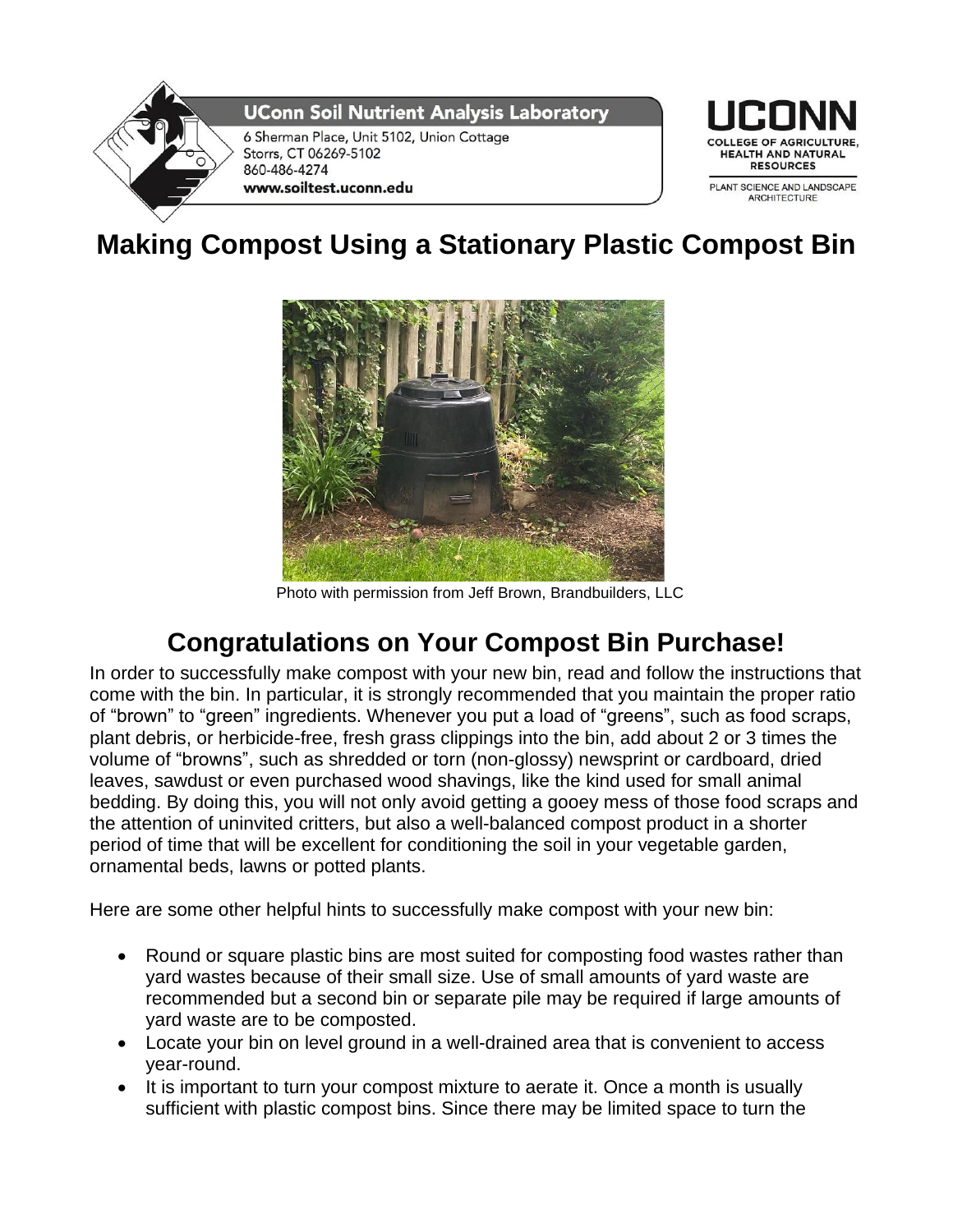UConn Soil Nutrient Analysis Laboratory
6 Sherman Place, Unit 5102, Union Cottage
Storrs, CT 06269-5102
860-486-4274
www.soiltest.uconn.edu

UCONN
COLLEGE OF AGRICULTURE, HEALTH AND NATURAL RESOURCES
PLANT SCIENCE AND LANDSCAPE ARCHITECTURE

# Making Compost Using a Stationary Plastic Compost Bin

Photo with permission from Jeff Brown, Brandbuilders, LLC

## Congratulations on Your Compost Bin Purchase!

In order to successfully make compost with your new bin, read and follow the instructions that come with the bin. In particular, it is strongly recommended that you maintain the proper ratio of "brown" to "green" ingredients. Whenever you put a load of "greens", such as food scraps, plant debris, or herbicide-free, fresh grass clippings into the bin, add about 2 or 3 times the volume of "browns", such as shredded or torn (non-glossy) newsprint or cardboard, dried leaves, sawdust or even purchased wood shavings, like the kind used for small animal bedding. By doing this, you will not only avoid getting a gooey mess of those food scraps and the attention of uninvited critters, but also a well-balanced compost product in a shorter period of time that will be excellent for conditioning the soil in your vegetable garden, ornamental beds, lawns or potted plants.

Here are some other helpful hints to successfully make compost with your new bin:

- Round or square plastic bins are most suited for composting food wastes rather than yard wastes because of their small size. Use of small amounts of yard waste are recommended but a second bin or separate pile may be required if large amounts of yard waste are to be composted.
- Locate your bin on level ground in a well-drained area that is convenient to access year-round.
- It is important to turn your compost mixture to aerate it. Once a month is usually sufficient with plastic compost bins. Since there may be limited space to turn the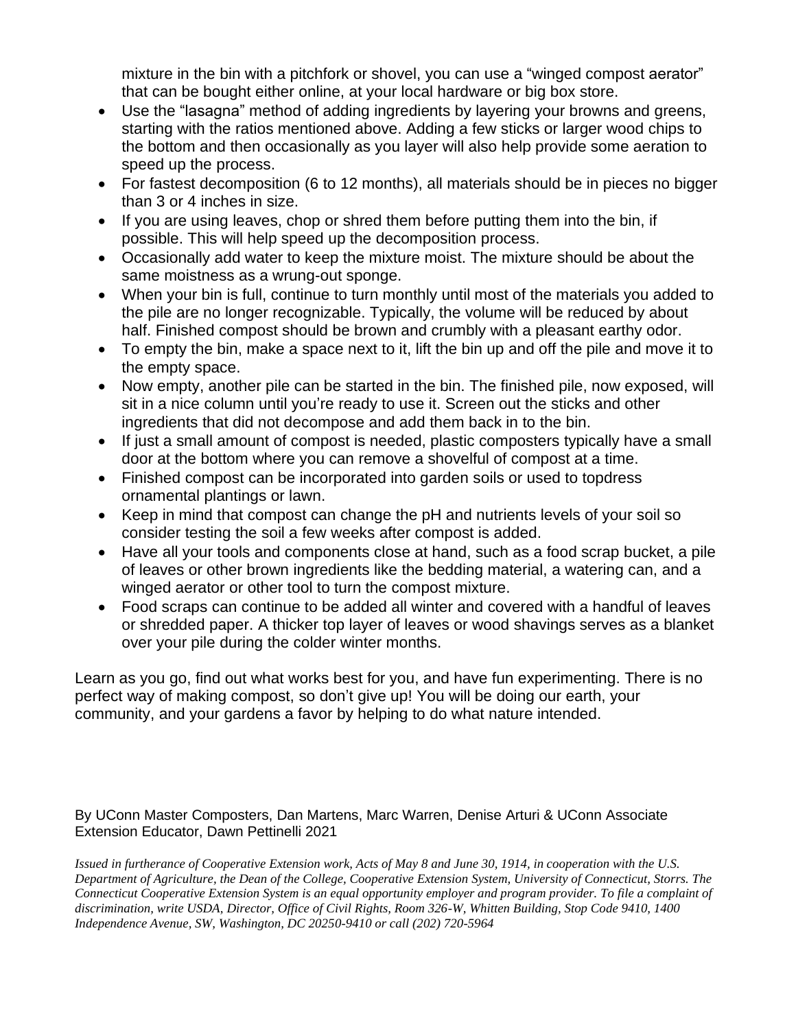mixture in the bin with a pitchfork or shovel, you can use a "winged compost aerator" that can be bought either online, at your local hardware or big box store.

- Use the "lasagna" method of adding ingredients by layering your browns and greens, starting with the ratios mentioned above. Adding a few sticks or larger wood chips to the bottom and then occasionally as you layer will also help provide some aeration to speed up the process.
- For fastest decomposition (6 to 12 months), all materials should be in pieces no bigger than 3 or 4 inches in size.
- If you are using leaves, chop or shred them before putting them into the bin, if possible. This will help speed up the decomposition process.
- Occasionally add water to keep the mixture moist. The mixture should be about the same moistness as a wrung-out sponge.
- When your bin is full, continue to turn monthly until most of the materials you added to the pile are no longer recognizable. Typically, the volume will be reduced by about half. Finished compost should be brown and crumbly with a pleasant earthy odor.
- To empty the bin, make a space next to it, lift the bin up and off the pile and move it to the empty space.
- Now empty, another pile can be started in the bin. The finished pile, now exposed, will sit in a nice column until you're ready to use it. Screen out the sticks and other ingredients that did not decompose and add them back in to the bin.
- If just a small amount of compost is needed, plastic composters typically have a small door at the bottom where you can remove a shovelful of compost at a time.
- Finished compost can be incorporated into garden soils or used to topdress ornamental plantings or lawn.
- Keep in mind that compost can change the pH and nutrients levels of your soil so consider testing the soil a few weeks after compost is added.
- Have all your tools and components close at hand, such as a food scrap bucket, a pile of leaves or other brown ingredients like the bedding material, a watering can, and a winged aerator or other tool to turn the compost mixture.
- Food scraps can continue to be added all winter and covered with a handful of leaves or shredded paper. A thicker top layer of leaves or wood shavings serves as a blanket over your pile during the colder winter months.

Learn as you go, find out what works best for you, and have fun experimenting. There is no perfect way of making compost, so don't give up! You will be doing our earth, your community, and your gardens a favor by helping to do what nature intended.

By UConn Master Composters, Dan Martens, Marc Warren, Denise Arturi & UConn Associate Extension Educator, Dawn Pettinelli 2021

*Issued in furtherance of Cooperative Extension work, Acts of May 8 and June 30, 1914, in cooperation with the U.S. Department of Agriculture, the Dean of the College, Cooperative Extension System, University of Connecticut, Storrs. The Connecticut Cooperative Extension System is an equal opportunity employer and program provider. To file a complaint of discrimination, write USDA, Director, Office of Civil Rights, Room 326-W, Whitten Building, Stop Code 9410, 1400 Independence Avenue, SW, Washington, DC 20250-9410 or call (202) 720-5964*